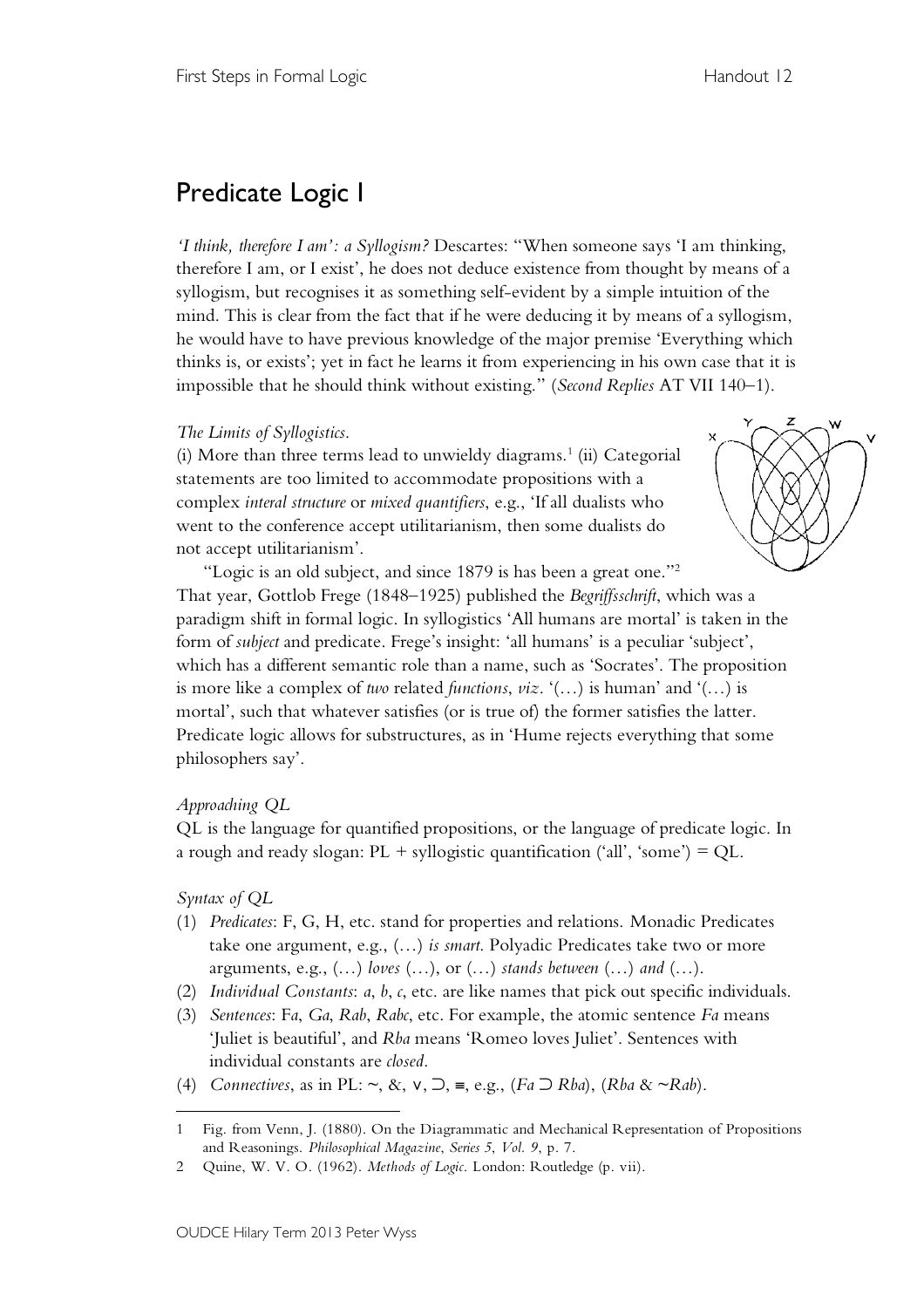# Predicate Logic I

*'I think, therefore I am': a Syllogism?* Descartes: "When someone says 'I am thinking, therefore I am, or I exist', he does not deduce existence from thought by means of a syllogism, but recognises it as something self-evident by a simple intuition of the mind. This is clear from the fact that if he were deducing it by means of a syllogism, he would have to have previous knowledge of the major premise 'Everything which thinks is, or exists'; yet in fact he learns it from experiencing in his own case that it is impossible that he should think without existing." (*Second Replies* AT VII 140–1).

*The Limits of Syllogistics.*

(i) More than three terms lead to unwieldy diagrams.[1] (ii) Categorial statements are too limited to accommodate propositions with a complex *interal structure* or *mixed quantifiers*, e.g., 'If all dualists who went to the conference accept utilitarianism, then some dualists do not accept utilitarianism'.

"Logic is an old subject, and since 1879 is has been a great one."[2] That year, Gottlob Frege (1848–1925) published the *Begriffsschrift*, which was a paradigm shift in formal logic. In syllogistics 'All humans are mortal' is taken in the form of *subject* and predicate. Frege's insight: 'all humans' is a peculiar 'subject', which has a different semantic role than a name, such as 'Socrates'. The proposition is more like a complex of *two* related *functions*, *viz*. '(…) is human' and '(…) is mortal', such that whatever satisfies (or is true of) the former satisfies the latter. Predicate logic allows for substructures, as in 'Hume rejects everything that some philosophers say'.

*Approaching QL*

QL is the language for quantified propositions, or the language of predicate logic. In a rough and ready slogan: PL + syllogistic quantification ('all', 'some') = QL.

*Syntax of QL*

(1) *Predicates*: F, G, H, etc. stand for properties and relations. Monadic Predicates take one argument, e.g., (…) *is smart*. Polyadic Predicates take two or more arguments, e.g., (…) *loves* (…), or (…) *stands between* (…) *and* (…).
(2) *Individual Constants*: *a*, *b*, *c*, etc. are like names that pick out specific individuals.
(3) *Sentences*: F*a*, G*a*, R*ab*, R*abc*, etc. For example, the atomic sentence F*a* means 'Juliet is beautiful', and R*ba* means 'Romeo loves Juliet'. Sentences with individual constants are *closed*.
(4) *Connectives*, as in PL: ~, &, ∨, ⊃, ≡, e.g., (F*a* ⊃ R*ba*), (R*ba* & ~R*ab*).

---

1 Fig. from Venn, J. (1880). On the Diagrammatic and Mechanical Representation of Propositions and Reasonings. *Philosophical Magazine*, *Series 5*, *Vol. 9*, p. 7.

2 Quine, W. V. O. (1962). *Methods of Logic*. London: Routledge (p. vii).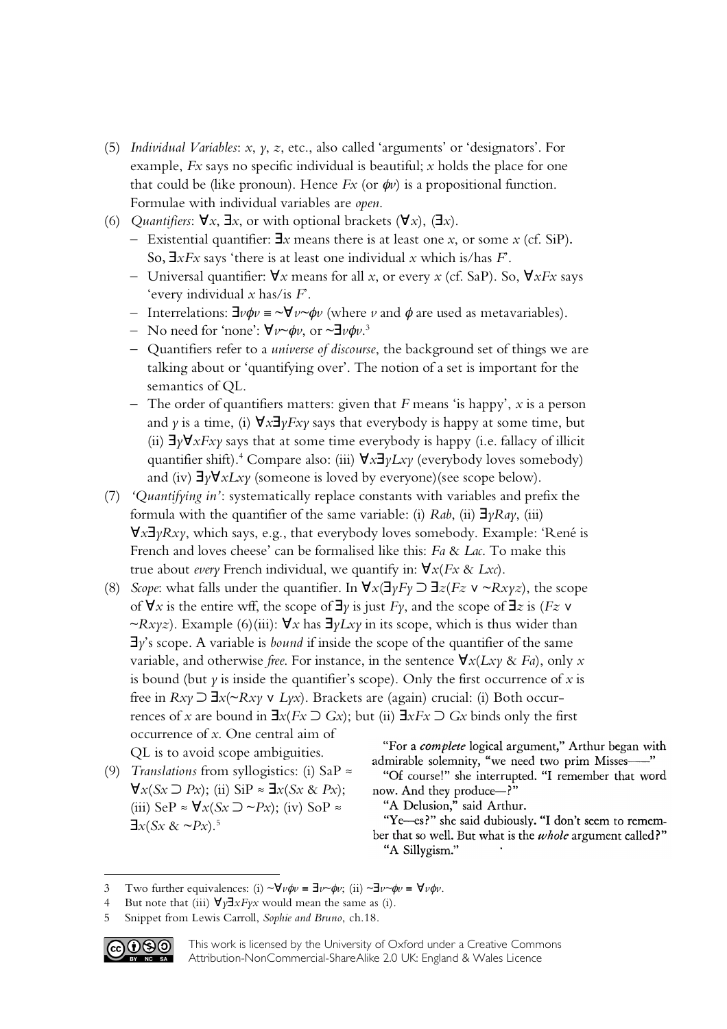(5) *Individual Variables*: *x*, *y*, *z*, etc., also called 'arguments' or 'designators'. For example, *Fx* says no specific individual is beautiful; *x* holds the place for one that could be (like pronoun). Hence *Fx* (or $\phi v$) is a propositional function. Formulae with individual variables are *open*.

(6) *Quantifiers*: $\forall x$, $\exists x$, or with optional brackets $(\forall x)$, $(\exists x)$.
- Existential quantifier: $\exists x$ means there is at least one *x*, or some *x* (cf. SiP). So, $\exists xFx$ says 'there is at least one individual *x* which is/has *F*'.
- Universal quantifier: $\forall x$ means for all *x*, or every *x* (cf. SaP). So, $\forall xFx$ says 'every individual *x* has/is *F*'.
- Interrelations: $\exists v\phi v \equiv {\sim}\forall v{\sim}\phi v$ (where $v$ and $\phi$ are used as metavariables).
- No need for 'none': $\forall v{\sim}\phi v$, or ${\sim}\exists v\phi v$.[3]
- Quantifiers refer to a *universe of discourse*, the background set of things we are talking about or 'quantifying over'. The notion of a set is important for the semantics of QL.
- The order of quantifiers matters: given that *F* means 'is happy', *x* is a person and *y* is a time, (i) $\forall x\exists yFxy$ says that everybody is happy at some time, but (ii) $\exists y\forall xFxy$ says that at some time everybody is happy (i.e. fallacy of illicit quantifier shift).[4] Compare also: (iii) $\forall x\exists yLxy$ (everybody loves somebody) and (iv) $\exists y\forall xLxy$ (someone is loved by everyone)(see scope below).

(7) *'Quantifying in'*: systematically replace constants with variables and prefix the formula with the quantifier of the same variable: (i) *Rab*, (ii) $\exists yRay$, (iii) $\forall x\exists yRxy$, which says, e.g., that everybody loves somebody. Example: 'René is French and loves cheese' can be formalised like this: *Fa* & *Lac*. To make this true about *every* French individual, we quantify in: $\forall x(Fx \;\&\; Lxc)$.

(8) *Scope*: what falls under the quantifier. In $\forall x(\exists yFy \supset \exists z(Fz \vee {\sim}Rxyz)$, the scope of $\forall x$ is the entire wff, the scope of $\exists y$ is just *Fy*, and the scope of $\exists z$ is $(Fz \vee {\sim}Rxyz)$. Example (6)(iii): $\forall x$ has $\exists yLxy$ in its scope, which is thus wider than $\exists y$'s scope. A variable is *bound* if inside the scope of the quantifier of the same variable, and otherwise *free*. For instance, in the sentence $\forall x(Lxy \;\&\; Fa)$, only *x* is bound (but *y* is inside the quantifier's scope). Only the first occurrence of *x* is free in $Rxy \supset \exists x({\sim}Rxy \vee Lyx)$. Brackets are (again) crucial: (i) Both occurrences of *x* are bound in $\exists x(Fx \supset Gx)$; but (ii) $\exists xFx \supset Gx$ binds only the first occurrence of *x*. One central aim of QL is to avoid scope ambiguities.

(9) *Translations* from syllogistics: (i) SaP ≈ $\forall x(Sx \supset Px)$; (ii) SiP ≈ $\exists x(Sx \;\&\; Px)$; (iii) SeP ≈ $\forall x(Sx \supset {\sim}Px)$; (iv) SoP ≈ $\exists x(Sx \;\&\; {\sim}Px)$.[5]

"For a ***complete*** logical argument," Arthur began with admirable solemnity, "we need two prim Misses——"
"Of course!" she interrupted. "I remember that word now. And they produce—?"
"A Delusion," said Arthur.
"Ye—es?" she said dubiously. "I don't seem to remember that so well. But what is the ***whole*** argument called?"
"A Sillygism."

---

3 Two further equivalences: (i) ${\sim}\forall v\phi v \equiv \exists v{\sim}\phi v$; (ii) ${\sim}\exists v{\sim}\phi v \equiv \forall v\phi v$.

4 But note that (iii) $\forall y\exists xFyx$ would mean the same as (i).

5 Snippet from Lewis Carroll, *Sophie and Bruno*, ch.18.

This work is licensed by the University of Oxford under a Creative Commons Attribution-NonCommercial-ShareAlike 2.0 UK: England & Wales Licence